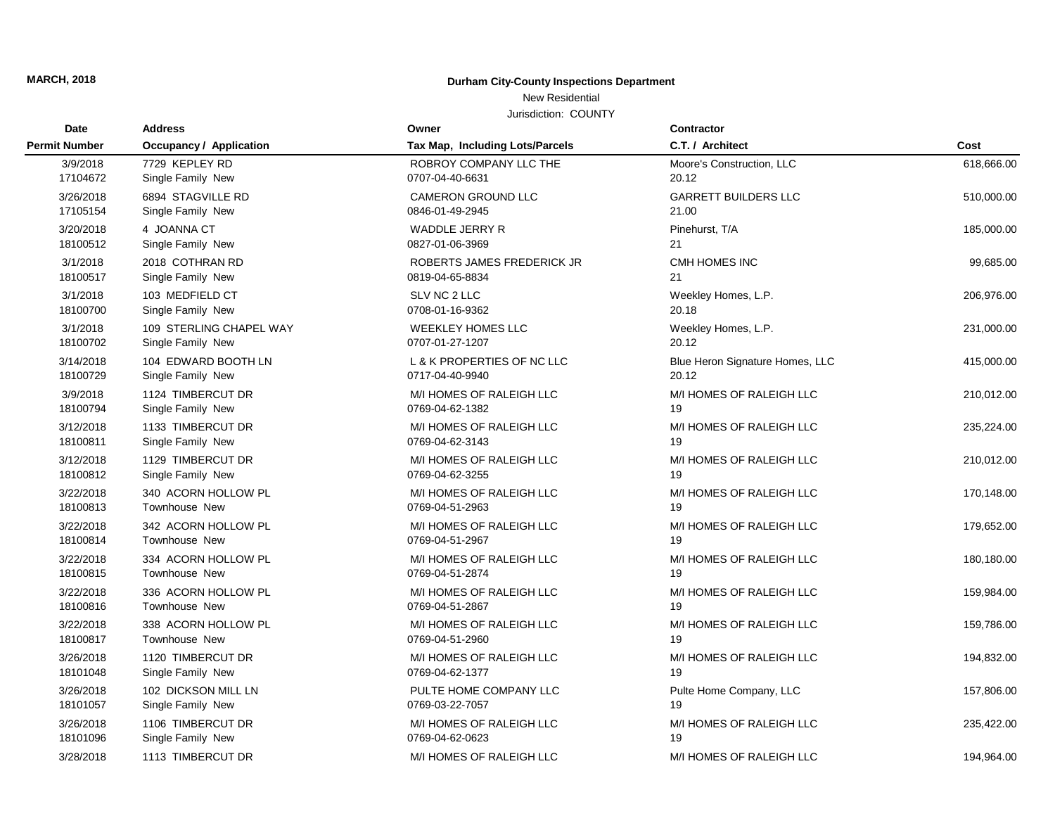MARCH, 2018

**Durham City-County Inspections Department**

New Residential

Jurisdiction: COUNTY

| Date<br>Permit Number | Address<br>Occupancy / Application | Owner<br>Tax Map, Including Lots/Parcels | Contractor<br>C.T. / Architect | Cost |
|---|---|---|---|---|
| 3/9/2018<br>17104672 | 7729 KEPLEY RD<br>Single Family New | ROBROY COMPANY LLC THE<br>0707-04-40-6631 | Moore's Construction, LLC<br>20.12 | 618,666.00 |
| 3/26/2018<br>17105154 | 6894 STAGVILLE RD<br>Single Family New | CAMERON GROUND LLC<br>0846-01-49-2945 | GARRETT BUILDERS LLC<br>21.00 | 510,000.00 |
| 3/20/2018<br>18100512 | 4 JOANNA CT<br>Single Family New | WADDLE JERRY R<br>0827-01-06-3969 | Pinehurst, T/A<br>21 | 185,000.00 |
| 3/1/2018<br>18100517 | 2018 COTHRAN RD<br>Single Family New | ROBERTS JAMES FREDERICK JR<br>0819-04-65-8834 | CMH HOMES INC<br>21 | 99,685.00 |
| 3/1/2018<br>18100700 | 103 MEDFIELD CT<br>Single Family New | SLV NC 2 LLC<br>0708-01-16-9362 | Weekley Homes, L.P.<br>20.18 | 206,976.00 |
| 3/1/2018<br>18100702 | 109 STERLING CHAPEL WAY<br>Single Family New | WEEKLEY HOMES LLC<br>0707-01-27-1207 | Weekley Homes, L.P.<br>20.12 | 231,000.00 |
| 3/14/2018<br>18100729 | 104 EDWARD BOOTH LN<br>Single Family New | L & K PROPERTIES OF NC LLC<br>0717-04-40-9940 | Blue Heron Signature Homes, LLC<br>20.12 | 415,000.00 |
| 3/9/2018<br>18100794 | 1124 TIMBERCUT DR<br>Single Family New | M/I HOMES OF RALEIGH LLC<br>0769-04-62-1382 | M/I HOMES OF RALEIGH LLC<br>19 | 210,012.00 |
| 3/12/2018<br>18100811 | 1133 TIMBERCUT DR<br>Single Family New | M/I HOMES OF RALEIGH LLC<br>0769-04-62-3143 | M/I HOMES OF RALEIGH LLC<br>19 | 235,224.00 |
| 3/12/2018<br>18100812 | 1129 TIMBERCUT DR<br>Single Family New | M/I HOMES OF RALEIGH LLC<br>0769-04-62-3255 | M/I HOMES OF RALEIGH LLC<br>19 | 210,012.00 |
| 3/22/2018<br>18100813 | 340 ACORN HOLLOW PL<br>Townhouse New | M/I HOMES OF RALEIGH LLC<br>0769-04-51-2963 | M/I HOMES OF RALEIGH LLC<br>19 | 170,148.00 |
| 3/22/2018<br>18100814 | 342 ACORN HOLLOW PL<br>Townhouse New | M/I HOMES OF RALEIGH LLC<br>0769-04-51-2967 | M/I HOMES OF RALEIGH LLC<br>19 | 179,652.00 |
| 3/22/2018<br>18100815 | 334 ACORN HOLLOW PL<br>Townhouse New | M/I HOMES OF RALEIGH LLC<br>0769-04-51-2874 | M/I HOMES OF RALEIGH LLC<br>19 | 180,180.00 |
| 3/22/2018<br>18100816 | 336 ACORN HOLLOW PL<br>Townhouse New | M/I HOMES OF RALEIGH LLC<br>0769-04-51-2867 | M/I HOMES OF RALEIGH LLC<br>19 | 159,984.00 |
| 3/22/2018<br>18100817 | 338 ACORN HOLLOW PL<br>Townhouse New | M/I HOMES OF RALEIGH LLC<br>0769-04-51-2960 | M/I HOMES OF RALEIGH LLC<br>19 | 159,786.00 |
| 3/26/2018<br>18101048 | 1120 TIMBERCUT DR<br>Single Family New | M/I HOMES OF RALEIGH LLC<br>0769-04-62-1377 | M/I HOMES OF RALEIGH LLC<br>19 | 194,832.00 |
| 3/26/2018<br>18101057 | 102 DICKSON MILL LN<br>Single Family New | PULTE HOME COMPANY LLC<br>0769-03-22-7057 | Pulte Home Company, LLC<br>19 | 157,806.00 |
| 3/26/2018<br>18101096 | 1106 TIMBERCUT DR<br>Single Family New | M/I HOMES OF RALEIGH LLC<br>0769-04-62-0623 | M/I HOMES OF RALEIGH LLC<br>19 | 235,422.00 |
| 3/28/2018 | 1113 TIMBERCUT DR | M/I HOMES OF RALEIGH LLC | M/I HOMES OF RALEIGH LLC | 194,964.00 |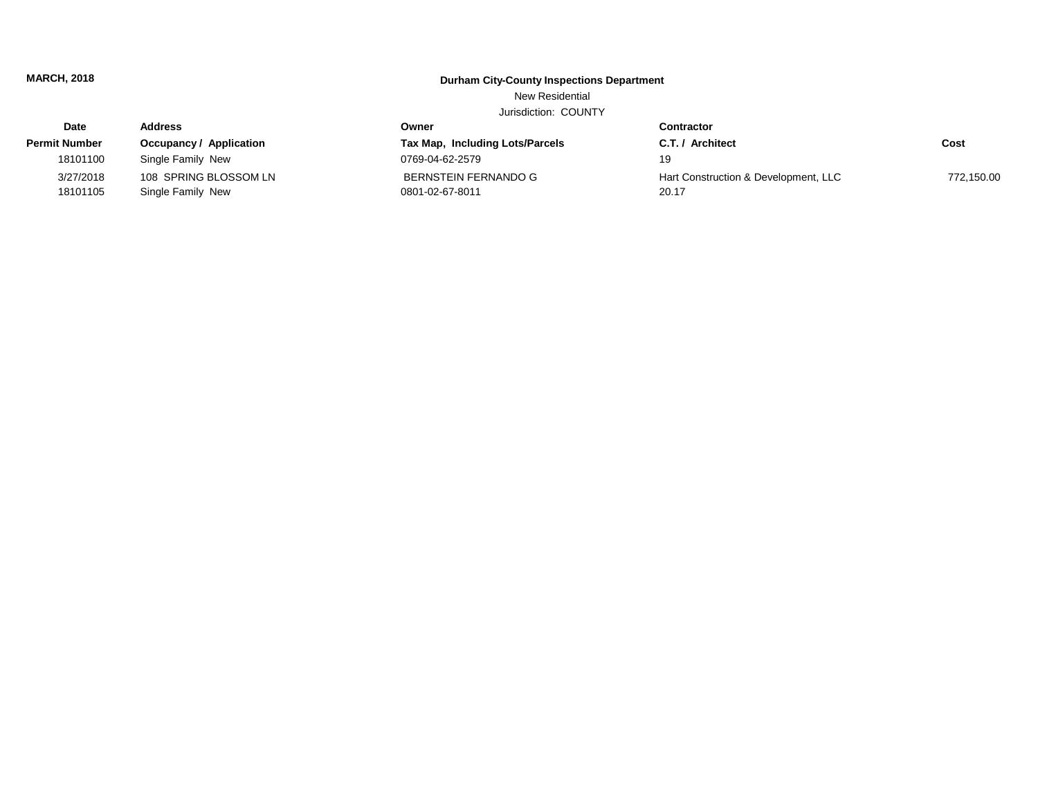**MARCH, 2018**

**Durham City-County Inspections Department**

New Residential

Jurisdiction: COUNTY

| **Date**<br>**Permit Number** | **Address**<br>**Occupancy / Application** | **Owner**<br>**Tax Map, Including Lots/Parcels** | **Contractor**<br>**C.T. / Architect** | **Cost** |
|---|---|---|---|---|
| 18101100 | Single Family New | 0769-04-62-2579 | 19 | |
| 3/27/2018<br>18101105 | 108 SPRING BLOSSOM LN<br>Single Family New | BERNSTEIN FERNANDO G<br>0801-02-67-8011 | Hart Construction & Development, LLC<br>20.17 | 772,150.00 |